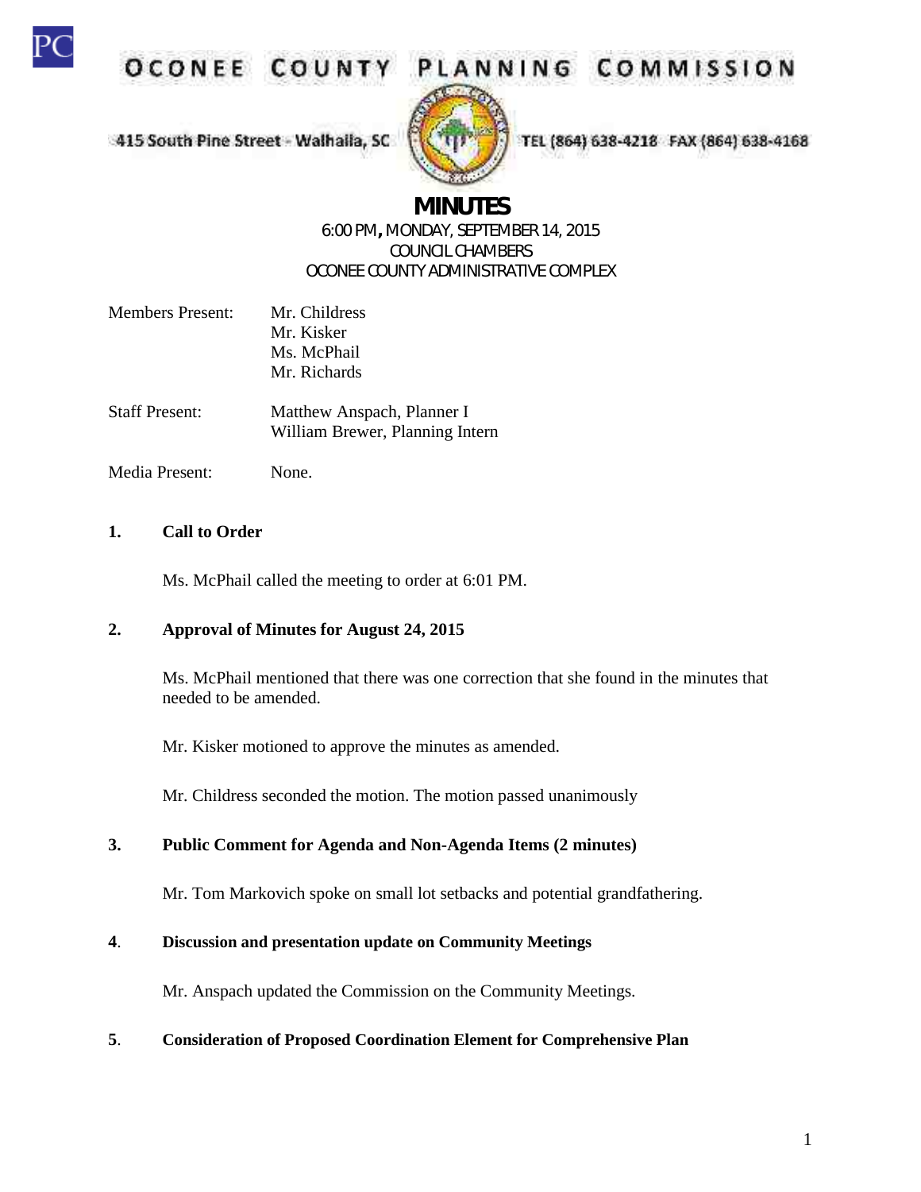# OCONEE COUNTY PLANNING COMMISSION

415 South Pine Street - Walhalla, SC TEL (864) 638-4218 FAX (864) 638-4168

## MINUTES

6:00 PM, MONDAY, SEPTEMBER 14, 2015
COUNCIL CHAMBERS
OCONEE COUNTY ADMINISTRATIVE COMPLEX

Members Present: Mr. Childress
Mr. Kisker
Ms. McPhail
Mr. Richards

Staff Present: Matthew Anspach, Planner I
William Brewer, Planning Intern

Media Present: None.

**1. Call to Order**

Ms. McPhail called the meeting to order at 6:01 PM.

**2. Approval of Minutes for August 24, 2015**

Ms. McPhail mentioned that there was one correction that she found in the minutes that needed to be amended.

Mr. Kisker motioned to approve the minutes as amended.

Mr. Childress seconded the motion. The motion passed unanimously

**3. Public Comment for Agenda and Non-Agenda Items (2 minutes)**

Mr. Tom Markovich spoke on small lot setbacks and potential grandfathering.

**4. Discussion and presentation update on Community Meetings**

Mr. Anspach updated the Commission on the Community Meetings.

**5. Consideration of Proposed Coordination Element for Comprehensive Plan**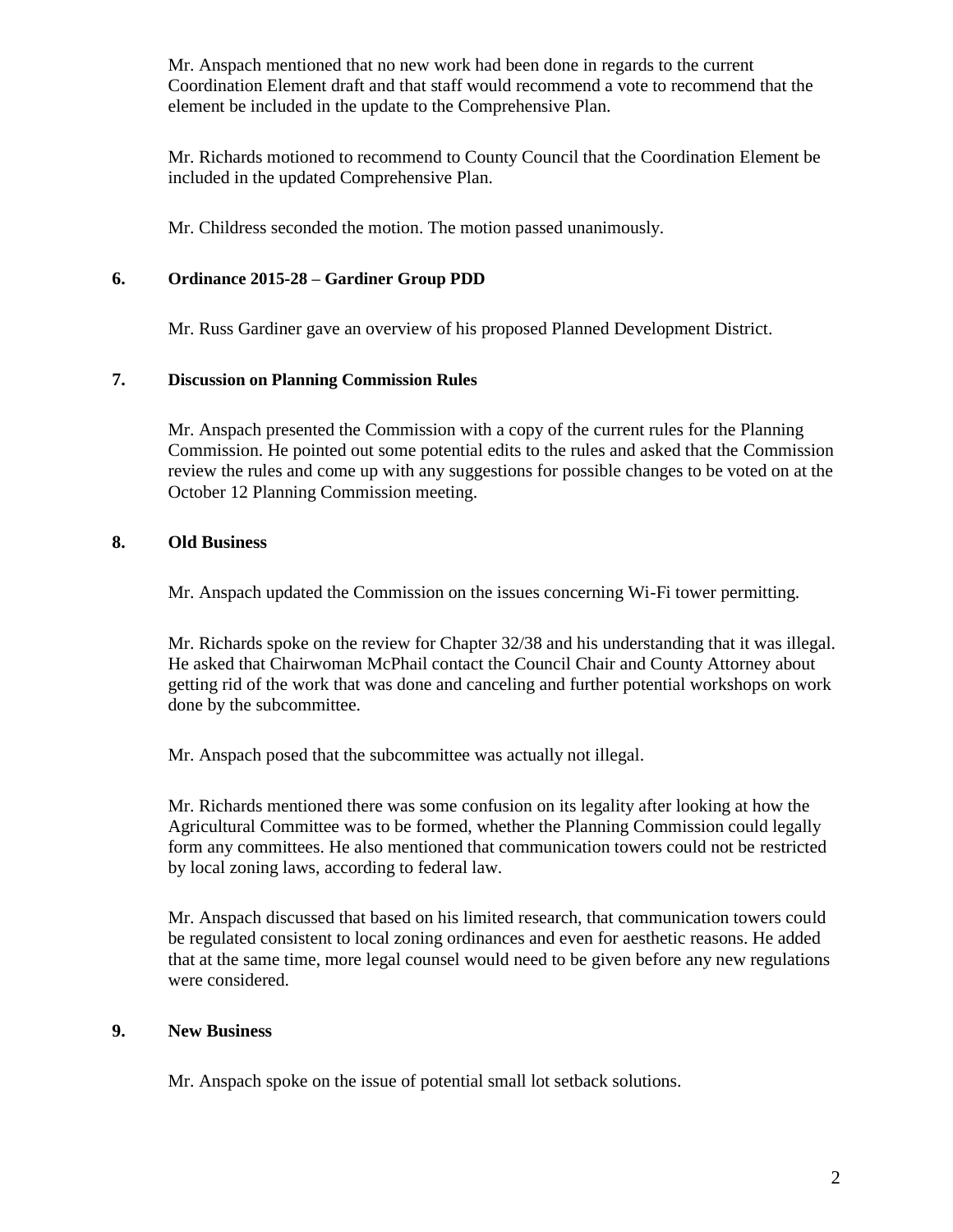Mr. Anspach mentioned that no new work had been done in regards to the current Coordination Element draft and that staff would recommend a vote to recommend that the element be included in the update to the Comprehensive Plan.

Mr. Richards motioned to recommend to County Council that the Coordination Element be included in the updated Comprehensive Plan.

Mr. Childress seconded the motion. The motion passed unanimously.

**6. Ordinance 2015-28 – Gardiner Group PDD**

Mr. Russ Gardiner gave an overview of his proposed Planned Development District.

**7. Discussion on Planning Commission Rules**

Mr. Anspach presented the Commission with a copy of the current rules for the Planning Commission. He pointed out some potential edits to the rules and asked that the Commission review the rules and come up with any suggestions for possible changes to be voted on at the October 12 Planning Commission meeting.

**8. Old Business**

Mr. Anspach updated the Commission on the issues concerning Wi-Fi tower permitting.

Mr. Richards spoke on the review for Chapter 32/38 and his understanding that it was illegal. He asked that Chairwoman McPhail contact the Council Chair and County Attorney about getting rid of the work that was done and canceling and further potential workshops on work done by the subcommittee.

Mr. Anspach posed that the subcommittee was actually not illegal.

Mr. Richards mentioned there was some confusion on its legality after looking at how the Agricultural Committee was to be formed, whether the Planning Commission could legally form any committees. He also mentioned that communication towers could not be restricted by local zoning laws, according to federal law.

Mr. Anspach discussed that based on his limited research, that communication towers could be regulated consistent to local zoning ordinances and even for aesthetic reasons. He added that at the same time, more legal counsel would need to be given before any new regulations were considered.

**9. New Business**

Mr. Anspach spoke on the issue of potential small lot setback solutions.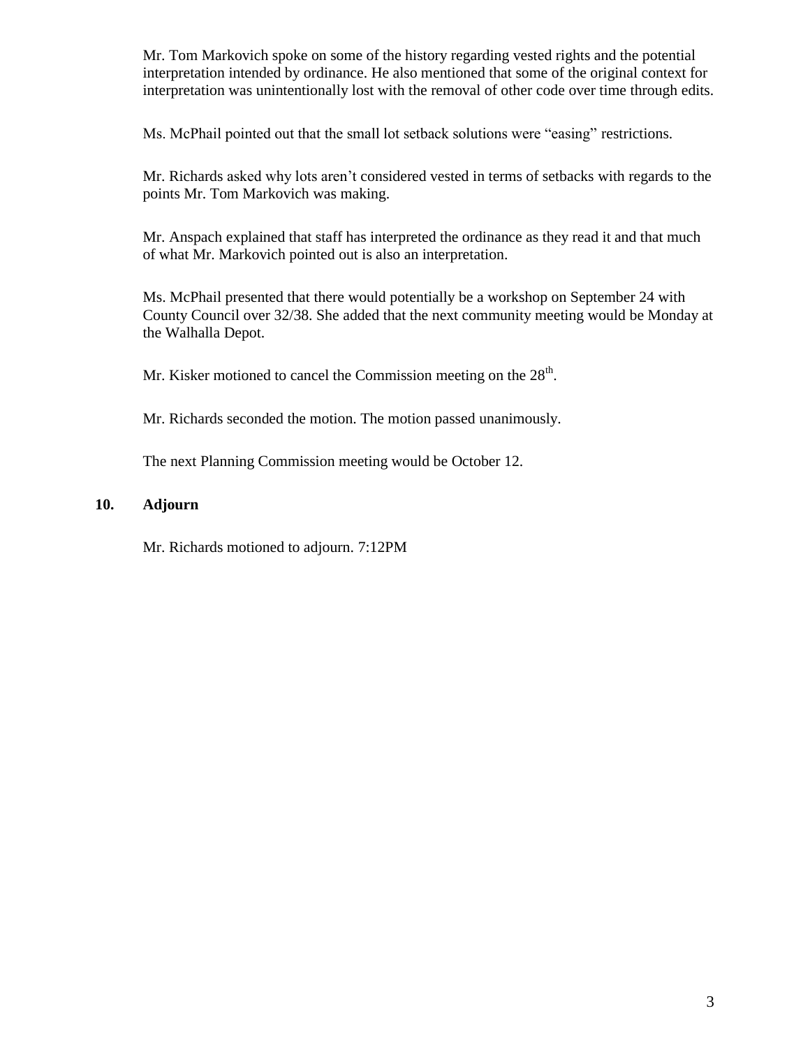Mr. Tom Markovich spoke on some of the history regarding vested rights and the potential interpretation intended by ordinance. He also mentioned that some of the original context for interpretation was unintentionally lost with the removal of other code over time through edits.

Ms. McPhail pointed out that the small lot setback solutions were "easing" restrictions.

Mr. Richards asked why lots aren't considered vested in terms of setbacks with regards to the points Mr. Tom Markovich was making.

Mr. Anspach explained that staff has interpreted the ordinance as they read it and that much of what Mr. Markovich pointed out is also an interpretation.

Ms. McPhail presented that there would potentially be a workshop on September 24 with County Council over 32/38. She added that the next community meeting would be Monday at the Walhalla Depot.

Mr. Kisker motioned to cancel the Commission meeting on the 28th.

Mr. Richards seconded the motion. The motion passed unanimously.

The next Planning Commission meeting would be October 12.

## 10. Adjourn

Mr. Richards motioned to adjourn. 7:12PM